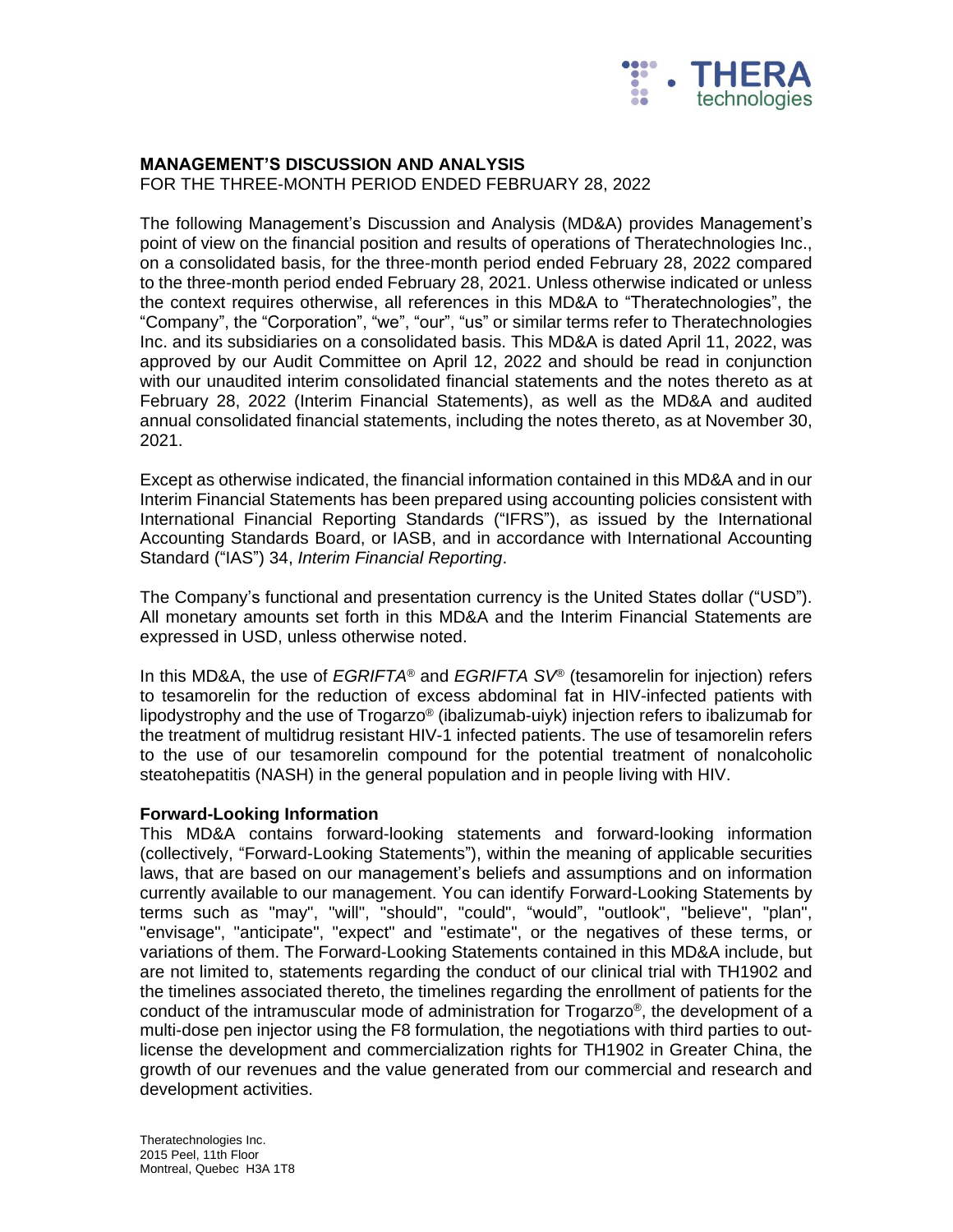## MANAGEMENT'S DISCUSSION AND ANALYSIS

FOR THE THREE-MONTH PERIOD ENDED FEBRUARY 28, 2022

The following Management's Discussion and Analysis (MD&A) provides Management's point of view on the financial position and results of operations of Theratechnologies Inc., on a consolidated basis, for the three-month period ended February 28, 2022 compared to the three-month period ended February 28, 2021. Unless otherwise indicated or unless the context requires otherwise, all references in this MD&A to "Theratechnologies", the "Company", the "Corporation", "we", "our", "us" or similar terms refer to Theratechnologies Inc. and its subsidiaries on a consolidated basis. This MD&A is dated April 11, 2022, was approved by our Audit Committee on April 12, 2022 and should be read in conjunction with our unaudited interim consolidated financial statements and the notes thereto as at February 28, 2022 (Interim Financial Statements), as well as the MD&A and audited annual consolidated financial statements, including the notes thereto, as at November 30, 2021.

Except as otherwise indicated, the financial information contained in this MD&A and in our Interim Financial Statements has been prepared using accounting policies consistent with International Financial Reporting Standards ("IFRS"), as issued by the International Accounting Standards Board, or IASB, and in accordance with International Accounting Standard ("IAS") 34, *Interim Financial Reporting*.

The Company's functional and presentation currency is the United States dollar ("USD"). All monetary amounts set forth in this MD&A and the Interim Financial Statements are expressed in USD, unless otherwise noted.

In this MD&A, the use of *EGRIFTA*® and *EGRIFTA SV*® (tesamorelin for injection) refers to tesamorelin for the reduction of excess abdominal fat in HIV-infected patients with lipodystrophy and the use of Trogarzo® (ibalizumab-uiyk) injection refers to ibalizumab for the treatment of multidrug resistant HIV-1 infected patients. The use of tesamorelin refers to the use of our tesamorelin compound for the potential treatment of nonalcoholic steatohepatitis (NASH) in the general population and in people living with HIV.

### Forward-Looking Information

This MD&A contains forward-looking statements and forward-looking information (collectively, "Forward-Looking Statements"), within the meaning of applicable securities laws, that are based on our management's beliefs and assumptions and on information currently available to our management. You can identify Forward-Looking Statements by terms such as "may", "will", "should", "could", "would", "outlook", "believe", "plan", "envisage", "anticipate", "expect" and "estimate", or the negatives of these terms, or variations of them. The Forward-Looking Statements contained in this MD&A include, but are not limited to, statements regarding the conduct of our clinical trial with TH1902 and the timelines associated thereto, the timelines regarding the enrollment of patients for the conduct of the intramuscular mode of administration for Trogarzo®, the development of a multi-dose pen injector using the F8 formulation, the negotiations with third parties to out-license the development and commercialization rights for TH1902 in Greater China, the growth of our revenues and the value generated from our commercial and research and development activities.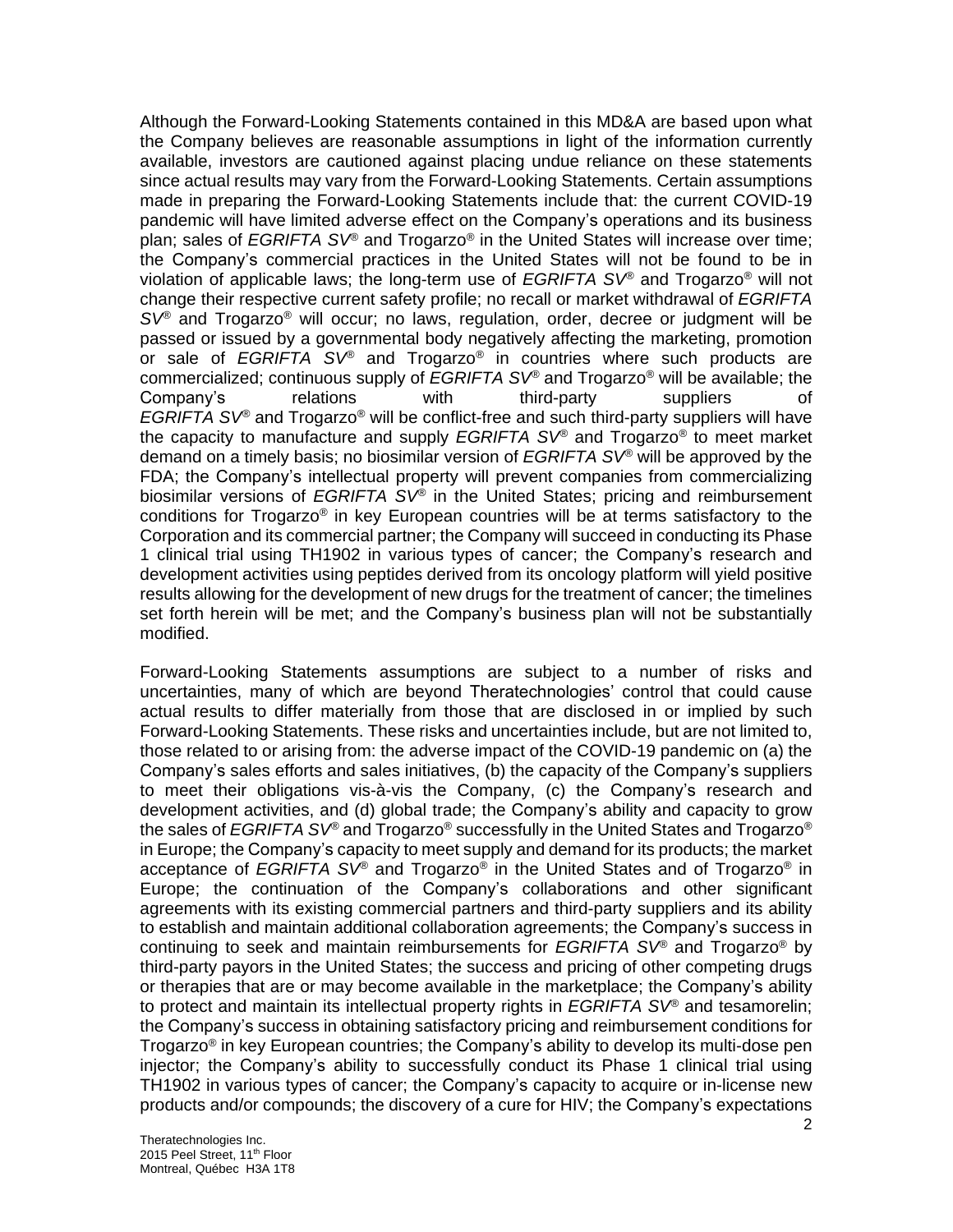Although the Forward-Looking Statements contained in this MD&A are based upon what the Company believes are reasonable assumptions in light of the information currently available, investors are cautioned against placing undue reliance on these statements since actual results may vary from the Forward-Looking Statements. Certain assumptions made in preparing the Forward-Looking Statements include that: the current COVID-19 pandemic will have limited adverse effect on the Company's operations and its business plan; sales of *EGRIFTA SV*® and Trogarzo® in the United States will increase over time; the Company's commercial practices in the United States will not be found to be in violation of applicable laws; the long-term use of *EGRIFTA SV*® and Trogarzo® will not change their respective current safety profile; no recall or market withdrawal of *EGRIFTA SV*® and Trogarzo® will occur; no laws, regulation, order, decree or judgment will be passed or issued by a governmental body negatively affecting the marketing, promotion or sale of *EGRIFTA SV*® and Trogarzo® in countries where such products are commercialized; continuous supply of *EGRIFTA SV*® and Trogarzo® will be available; the Company's relations with third-party suppliers of *EGRIFTA SV*® and Trogarzo® will be conflict-free and such third-party suppliers will have the capacity to manufacture and supply *EGRIFTA SV*® and Trogarzo® to meet market demand on a timely basis; no biosimilar version of *EGRIFTA SV*® will be approved by the FDA; the Company's intellectual property will prevent companies from commercializing biosimilar versions of *EGRIFTA SV*® in the United States; pricing and reimbursement conditions for Trogarzo® in key European countries will be at terms satisfactory to the Corporation and its commercial partner; the Company will succeed in conducting its Phase 1 clinical trial using TH1902 in various types of cancer; the Company's research and development activities using peptides derived from its oncology platform will yield positive results allowing for the development of new drugs for the treatment of cancer; the timelines set forth herein will be met; and the Company's business plan will not be substantially modified.

Forward-Looking Statements assumptions are subject to a number of risks and uncertainties, many of which are beyond Theratechnologies' control that could cause actual results to differ materially from those that are disclosed in or implied by such Forward-Looking Statements. These risks and uncertainties include, but are not limited to, those related to or arising from: the adverse impact of the COVID-19 pandemic on (a) the Company's sales efforts and sales initiatives, (b) the capacity of the Company's suppliers to meet their obligations vis-à-vis the Company, (c) the Company's research and development activities, and (d) global trade; the Company's ability and capacity to grow the sales of *EGRIFTA SV*® and Trogarzo® successfully in the United States and Trogarzo® in Europe; the Company's capacity to meet supply and demand for its products; the market acceptance of *EGRIFTA SV*® and Trogarzo® in the United States and of Trogarzo® in Europe; the continuation of the Company's collaborations and other significant agreements with its existing commercial partners and third-party suppliers and its ability to establish and maintain additional collaboration agreements; the Company's success in continuing to seek and maintain reimbursements for *EGRIFTA SV*® and Trogarzo® by third-party payors in the United States; the success and pricing of other competing drugs or therapies that are or may become available in the marketplace; the Company's ability to protect and maintain its intellectual property rights in *EGRIFTA SV*® and tesamorelin; the Company's success in obtaining satisfactory pricing and reimbursement conditions for Trogarzo® in key European countries; the Company's ability to develop its multi-dose pen injector; the Company's ability to successfully conduct its Phase 1 clinical trial using TH1902 in various types of cancer; the Company's capacity to acquire or in-license new products and/or compounds; the discovery of a cure for HIV; the Company's expectations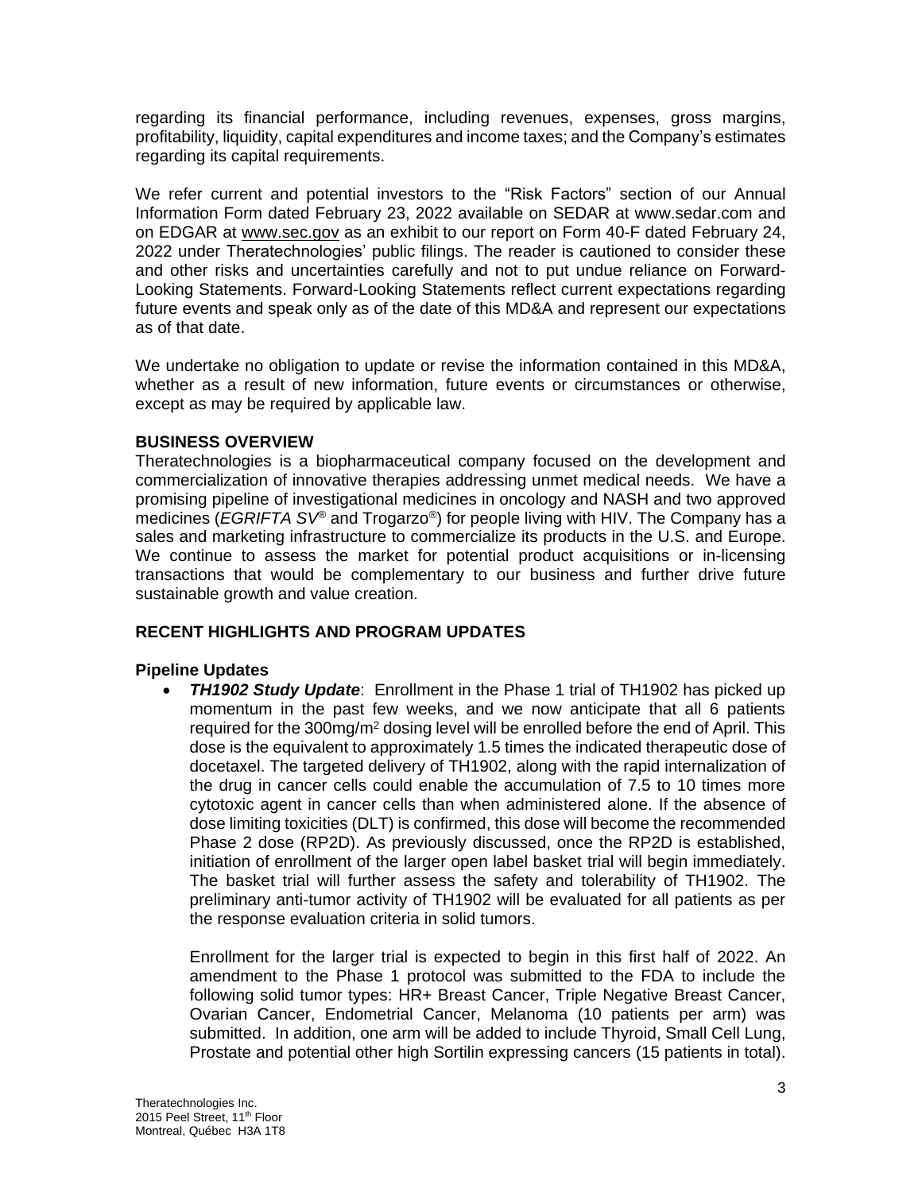regarding its financial performance, including revenues, expenses, gross margins, profitability, liquidity, capital expenditures and income taxes; and the Company's estimates regarding its capital requirements.

We refer current and potential investors to the "Risk Factors" section of our Annual Information Form dated February 23, 2022 available on SEDAR at www.sedar.com and on EDGAR at www.sec.gov as an exhibit to our report on Form 40-F dated February 24, 2022 under Theratechnologies' public filings. The reader is cautioned to consider these and other risks and uncertainties carefully and not to put undue reliance on Forward-Looking Statements. Forward-Looking Statements reflect current expectations regarding future events and speak only as of the date of this MD&A and represent our expectations as of that date.

We undertake no obligation to update or revise the information contained in this MD&A, whether as a result of new information, future events or circumstances or otherwise, except as may be required by applicable law.

## BUSINESS OVERVIEW

Theratechnologies is a biopharmaceutical company focused on the development and commercialization of innovative therapies addressing unmet medical needs. We have a promising pipeline of investigational medicines in oncology and NASH and two approved medicines (*EGRIFTA SV*® and Trogarzo®) for people living with HIV. The Company has a sales and marketing infrastructure to commercialize its products in the U.S. and Europe. We continue to assess the market for potential product acquisitions or in-licensing transactions that would be complementary to our business and further drive future sustainable growth and value creation.

## RECENT HIGHLIGHTS AND PROGRAM UPDATES

### Pipeline Updates

- ***TH1902 Study Update***: Enrollment in the Phase 1 trial of TH1902 has picked up momentum in the past few weeks, and we now anticipate that all 6 patients required for the 300mg/m$^2$ dosing level will be enrolled before the end of April. This dose is the equivalent to approximately 1.5 times the indicated therapeutic dose of docetaxel. The targeted delivery of TH1902, along with the rapid internalization of the drug in cancer cells could enable the accumulation of 7.5 to 10 times more cytotoxic agent in cancer cells than when administered alone. If the absence of dose limiting toxicities (DLT) is confirmed, this dose will become the recommended Phase 2 dose (RP2D). As previously discussed, once the RP2D is established, initiation of enrollment of the larger open label basket trial will begin immediately. The basket trial will further assess the safety and tolerability of TH1902. The preliminary anti-tumor activity of TH1902 will be evaluated for all patients as per the response evaluation criteria in solid tumors.

  Enrollment for the larger trial is expected to begin in this first half of 2022. An amendment to the Phase 1 protocol was submitted to the FDA to include the following solid tumor types: HR+ Breast Cancer, Triple Negative Breast Cancer, Ovarian Cancer, Endometrial Cancer, Melanoma (10 patients per arm) was submitted. In addition, one arm will be added to include Thyroid, Small Cell Lung, Prostate and potential other high Sortilin expressing cancers (15 patients in total).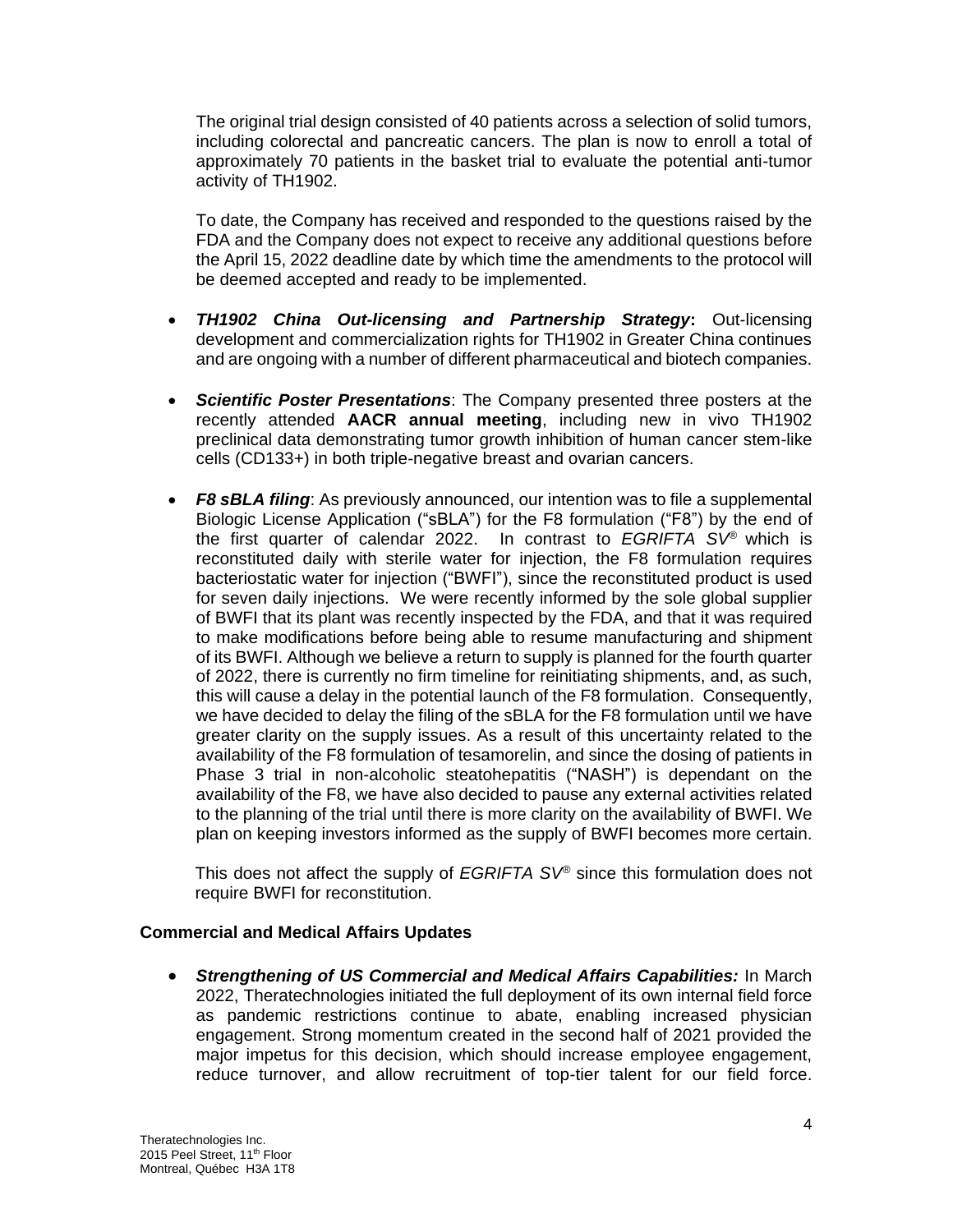The original trial design consisted of 40 patients across a selection of solid tumors, including colorectal and pancreatic cancers. The plan is now to enroll a total of approximately 70 patients in the basket trial to evaluate the potential anti-tumor activity of TH1902.

To date, the Company has received and responded to the questions raised by the FDA and the Company does not expect to receive any additional questions before the April 15, 2022 deadline date by which time the amendments to the protocol will be deemed accepted and ready to be implemented.

- ***TH1902 China Out-licensing and Partnership Strategy*****:** Out-licensing development and commercialization rights for TH1902 in Greater China continues and are ongoing with a number of different pharmaceutical and biotech companies.
- ***Scientific Poster Presentations***: The Company presented three posters at the recently attended **AACR annual meeting**, including new in vivo TH1902 preclinical data demonstrating tumor growth inhibition of human cancer stem-like cells (CD133+) in both triple-negative breast and ovarian cancers.
- ***F8 sBLA filing***: As previously announced, our intention was to file a supplemental Biologic License Application ("sBLA") for the F8 formulation ("F8") by the end of the first quarter of calendar 2022. In contrast to *EGRIFTA SV®* which is reconstituted daily with sterile water for injection, the F8 formulation requires bacteriostatic water for injection ("BWFI"), since the reconstituted product is used for seven daily injections. We were recently informed by the sole global supplier of BWFI that its plant was recently inspected by the FDA, and that it was required to make modifications before being able to resume manufacturing and shipment of its BWFI. Although we believe a return to supply is planned for the fourth quarter of 2022, there is currently no firm timeline for reinitiating shipments, and, as such, this will cause a delay in the potential launch of the F8 formulation. Consequently, we have decided to delay the filing of the sBLA for the F8 formulation until we have greater clarity on the supply issues. As a result of this uncertainty related to the availability of the F8 formulation of tesamorelin, and since the dosing of patients in Phase 3 trial in non-alcoholic steatohepatitis ("NASH") is dependant on the availability of the F8, we have also decided to pause any external activities related to the planning of the trial until there is more clarity on the availability of BWFI. We plan on keeping investors informed as the supply of BWFI becomes more certain.

  This does not affect the supply of *EGRIFTA SV®* since this formulation does not require BWFI for reconstitution.

**Commercial and Medical Affairs Updates**

- ***Strengthening of US Commercial and Medical Affairs Capabilities:*** In March 2022, Theratechnologies initiated the full deployment of its own internal field force as pandemic restrictions continue to abate, enabling increased physician engagement. Strong momentum created in the second half of 2021 provided the major impetus for this decision, which should increase employee engagement, reduce turnover, and allow recruitment of top-tier talent for our field force.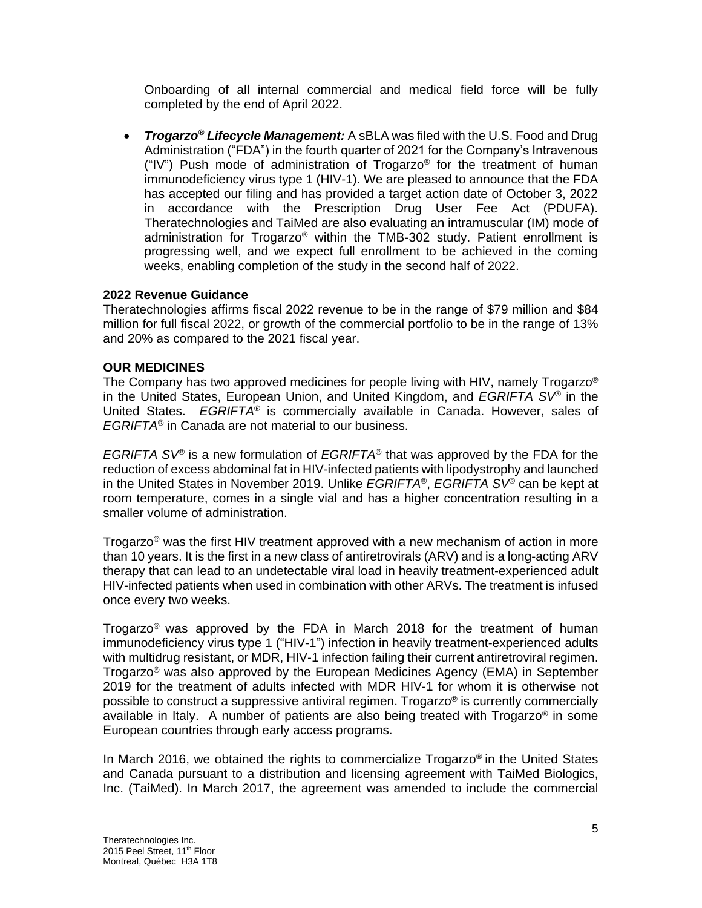Onboarding of all internal commercial and medical field force will be fully completed by the end of April 2022.

- ***Trogarzo® Lifecycle Management:*** A sBLA was filed with the U.S. Food and Drug Administration ("FDA") in the fourth quarter of 2021 for the Company's Intravenous ("IV") Push mode of administration of Trogarzo® for the treatment of human immunodeficiency virus type 1 (HIV-1). We are pleased to announce that the FDA has accepted our filing and has provided a target action date of October 3, 2022 in accordance with the Prescription Drug User Fee Act (PDUFA). Theratechnologies and TaiMed are also evaluating an intramuscular (IM) mode of administration for Trogarzo® within the TMB-302 study. Patient enrollment is progressing well, and we expect full enrollment to be achieved in the coming weeks, enabling completion of the study in the second half of 2022.

**2022 Revenue Guidance**

Theratechnologies affirms fiscal 2022 revenue to be in the range of $79 million and $84 million for full fiscal 2022, or growth of the commercial portfolio to be in the range of 13% and 20% as compared to the 2021 fiscal year.

**OUR MEDICINES**

The Company has two approved medicines for people living with HIV, namely Trogarzo® in the United States, European Union, and United Kingdom, and *EGRIFTA SV®* in the United States. *EGRIFTA®* is commercially available in Canada. However, sales of *EGRIFTA®* in Canada are not material to our business.

*EGRIFTA SV®* is a new formulation of *EGRIFTA®* that was approved by the FDA for the reduction of excess abdominal fat in HIV-infected patients with lipodystrophy and launched in the United States in November 2019. Unlike *EGRIFTA®*, *EGRIFTA SV®* can be kept at room temperature, comes in a single vial and has a higher concentration resulting in a smaller volume of administration.

Trogarzo® was the first HIV treatment approved with a new mechanism of action in more than 10 years. It is the first in a new class of antiretrovirals (ARV) and is a long-acting ARV therapy that can lead to an undetectable viral load in heavily treatment-experienced adult HIV-infected patients when used in combination with other ARVs. The treatment is infused once every two weeks.

Trogarzo® was approved by the FDA in March 2018 for the treatment of human immunodeficiency virus type 1 ("HIV-1") infection in heavily treatment-experienced adults with multidrug resistant, or MDR, HIV-1 infection failing their current antiretroviral regimen. Trogarzo® was also approved by the European Medicines Agency (EMA) in September 2019 for the treatment of adults infected with MDR HIV-1 for whom it is otherwise not possible to construct a suppressive antiviral regimen. Trogarzo® is currently commercially available in Italy. A number of patients are also being treated with Trogarzo® in some European countries through early access programs.

In March 2016, we obtained the rights to commercialize Trogarzo® in the United States and Canada pursuant to a distribution and licensing agreement with TaiMed Biologics, Inc. (TaiMed). In March 2017, the agreement was amended to include the commercial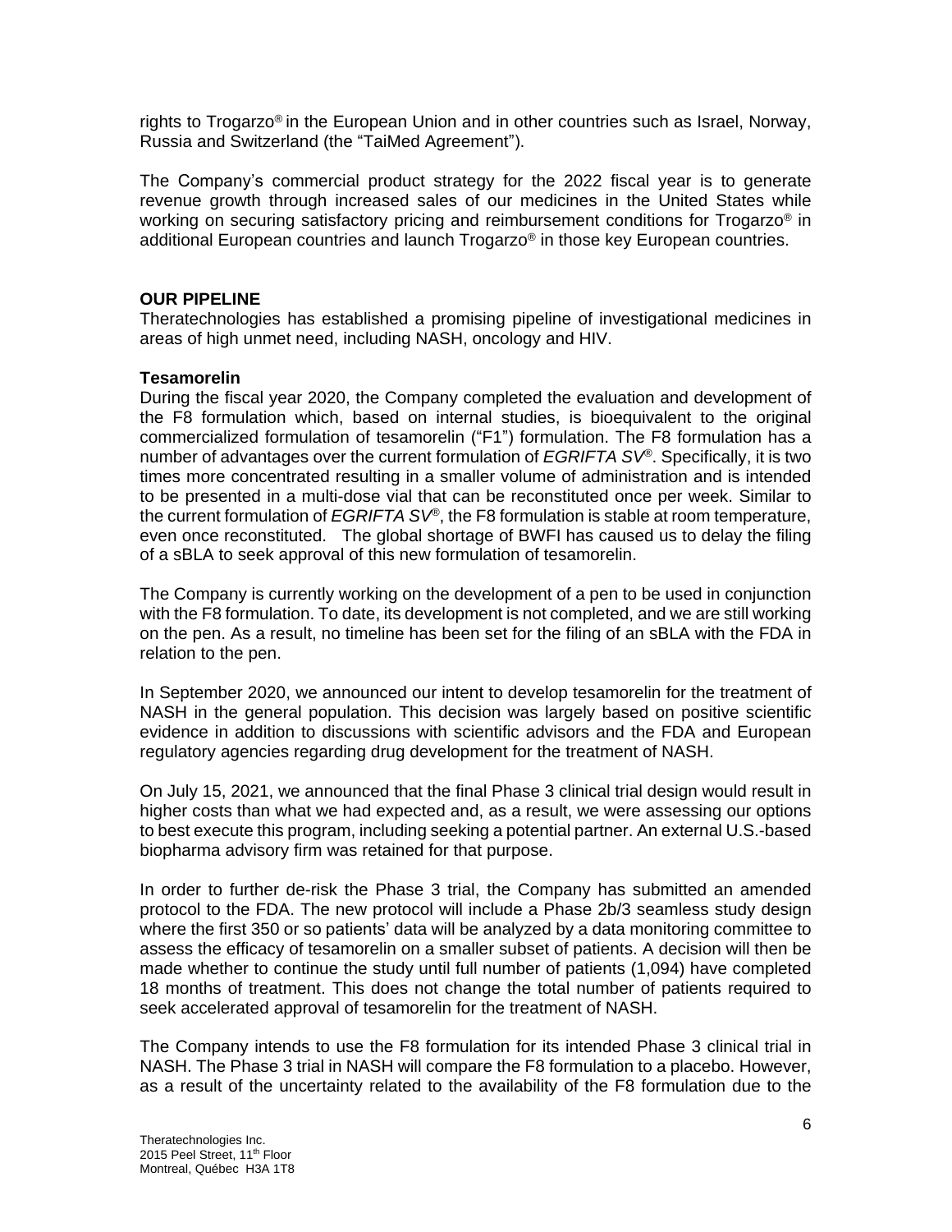rights to Trogarzo® in the European Union and in other countries such as Israel, Norway, Russia and Switzerland (the "TaiMed Agreement").

The Company's commercial product strategy for the 2022 fiscal year is to generate revenue growth through increased sales of our medicines in the United States while working on securing satisfactory pricing and reimbursement conditions for Trogarzo® in additional European countries and launch Trogarzo® in those key European countries.

**OUR PIPELINE**

Theratechnologies has established a promising pipeline of investigational medicines in areas of high unmet need, including NASH, oncology and HIV.

**Tesamorelin**

During the fiscal year 2020, the Company completed the evaluation and development of the F8 formulation which, based on internal studies, is bioequivalent to the original commercialized formulation of tesamorelin ("F1") formulation. The F8 formulation has a number of advantages over the current formulation of *EGRIFTA SV®*. Specifically, it is two times more concentrated resulting in a smaller volume of administration and is intended to be presented in a multi-dose vial that can be reconstituted once per week. Similar to the current formulation of *EGRIFTA SV®*, the F8 formulation is stable at room temperature, even once reconstituted. The global shortage of BWFI has caused us to delay the filing of a sBLA to seek approval of this new formulation of tesamorelin.

The Company is currently working on the development of a pen to be used in conjunction with the F8 formulation. To date, its development is not completed, and we are still working on the pen. As a result, no timeline has been set for the filing of an sBLA with the FDA in relation to the pen.

In September 2020, we announced our intent to develop tesamorelin for the treatment of NASH in the general population. This decision was largely based on positive scientific evidence in addition to discussions with scientific advisors and the FDA and European regulatory agencies regarding drug development for the treatment of NASH.

On July 15, 2021, we announced that the final Phase 3 clinical trial design would result in higher costs than what we had expected and, as a result, we were assessing our options to best execute this program, including seeking a potential partner. An external U.S.-based biopharma advisory firm was retained for that purpose.

In order to further de-risk the Phase 3 trial, the Company has submitted an amended protocol to the FDA. The new protocol will include a Phase 2b/3 seamless study design where the first 350 or so patients' data will be analyzed by a data monitoring committee to assess the efficacy of tesamorelin on a smaller subset of patients. A decision will then be made whether to continue the study until full number of patients (1,094) have completed 18 months of treatment. This does not change the total number of patients required to seek accelerated approval of tesamorelin for the treatment of NASH.

The Company intends to use the F8 formulation for its intended Phase 3 clinical trial in NASH. The Phase 3 trial in NASH will compare the F8 formulation to a placebo. However, as a result of the uncertainty related to the availability of the F8 formulation due to the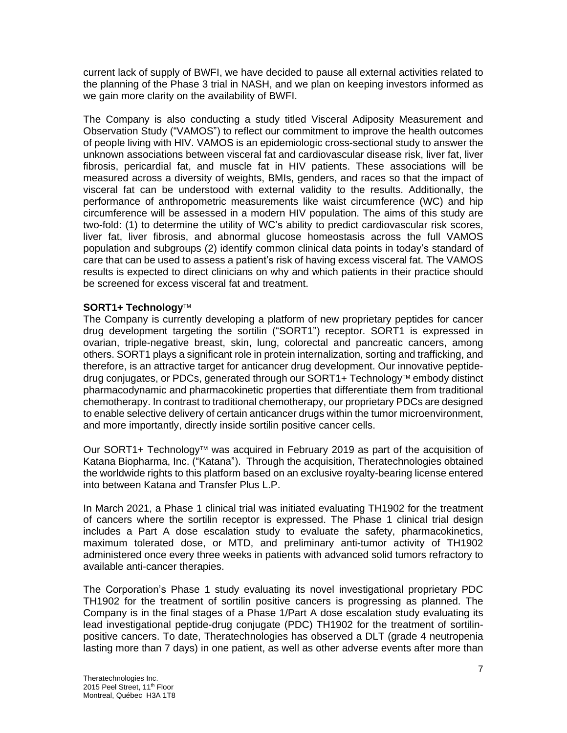current lack of supply of BWFI, we have decided to pause all external activities related to the planning of the Phase 3 trial in NASH, and we plan on keeping investors informed as we gain more clarity on the availability of BWFI.

The Company is also conducting a study titled Visceral Adiposity Measurement and Observation Study ("VAMOS") to reflect our commitment to improve the health outcomes of people living with HIV. VAMOS is an epidemiologic cross-sectional study to answer the unknown associations between visceral fat and cardiovascular disease risk, liver fat, liver fibrosis, pericardial fat, and muscle fat in HIV patients. These associations will be measured across a diversity of weights, BMIs, genders, and races so that the impact of visceral fat can be understood with external validity to the results. Additionally, the performance of anthropometric measurements like waist circumference (WC) and hip circumference will be assessed in a modern HIV population. The aims of this study are two-fold: (1) to determine the utility of WC's ability to predict cardiovascular risk scores, liver fat, liver fibrosis, and abnormal glucose homeostasis across the full VAMOS population and subgroups (2) identify common clinical data points in today's standard of care that can be used to assess a patient's risk of having excess visceral fat. The VAMOS results is expected to direct clinicians on why and which patients in their practice should be screened for excess visceral fat and treatment.

**SORT1+ Technology™**

The Company is currently developing a platform of new proprietary peptides for cancer drug development targeting the sortilin ("SORT1") receptor. SORT1 is expressed in ovarian, triple-negative breast, skin, lung, colorectal and pancreatic cancers, among others. SORT1 plays a significant role in protein internalization, sorting and trafficking, and therefore, is an attractive target for anticancer drug development. Our innovative peptide-drug conjugates, or PDCs, generated through our SORT1+ Technology™ embody distinct pharmacodynamic and pharmacokinetic properties that differentiate them from traditional chemotherapy. In contrast to traditional chemotherapy, our proprietary PDCs are designed to enable selective delivery of certain anticancer drugs within the tumor microenvironment, and more importantly, directly inside sortilin positive cancer cells.

Our SORT1+ Technology™ was acquired in February 2019 as part of the acquisition of Katana Biopharma, Inc. ("Katana"). Through the acquisition, Theratechnologies obtained the worldwide rights to this platform based on an exclusive royalty-bearing license entered into between Katana and Transfer Plus L.P.

In March 2021, a Phase 1 clinical trial was initiated evaluating TH1902 for the treatment of cancers where the sortilin receptor is expressed. The Phase 1 clinical trial design includes a Part A dose escalation study to evaluate the safety, pharmacokinetics, maximum tolerated dose, or MTD, and preliminary anti-tumor activity of TH1902 administered once every three weeks in patients with advanced solid tumors refractory to available anti-cancer therapies.

The Corporation's Phase 1 study evaluating its novel investigational proprietary PDC TH1902 for the treatment of sortilin positive cancers is progressing as planned. The Company is in the final stages of a Phase 1/Part A dose escalation study evaluating its lead investigational peptide-drug conjugate (PDC) TH1902 for the treatment of sortilin-positive cancers. To date, Theratechnologies has observed a DLT (grade 4 neutropenia lasting more than 7 days) in one patient, as well as other adverse events after more than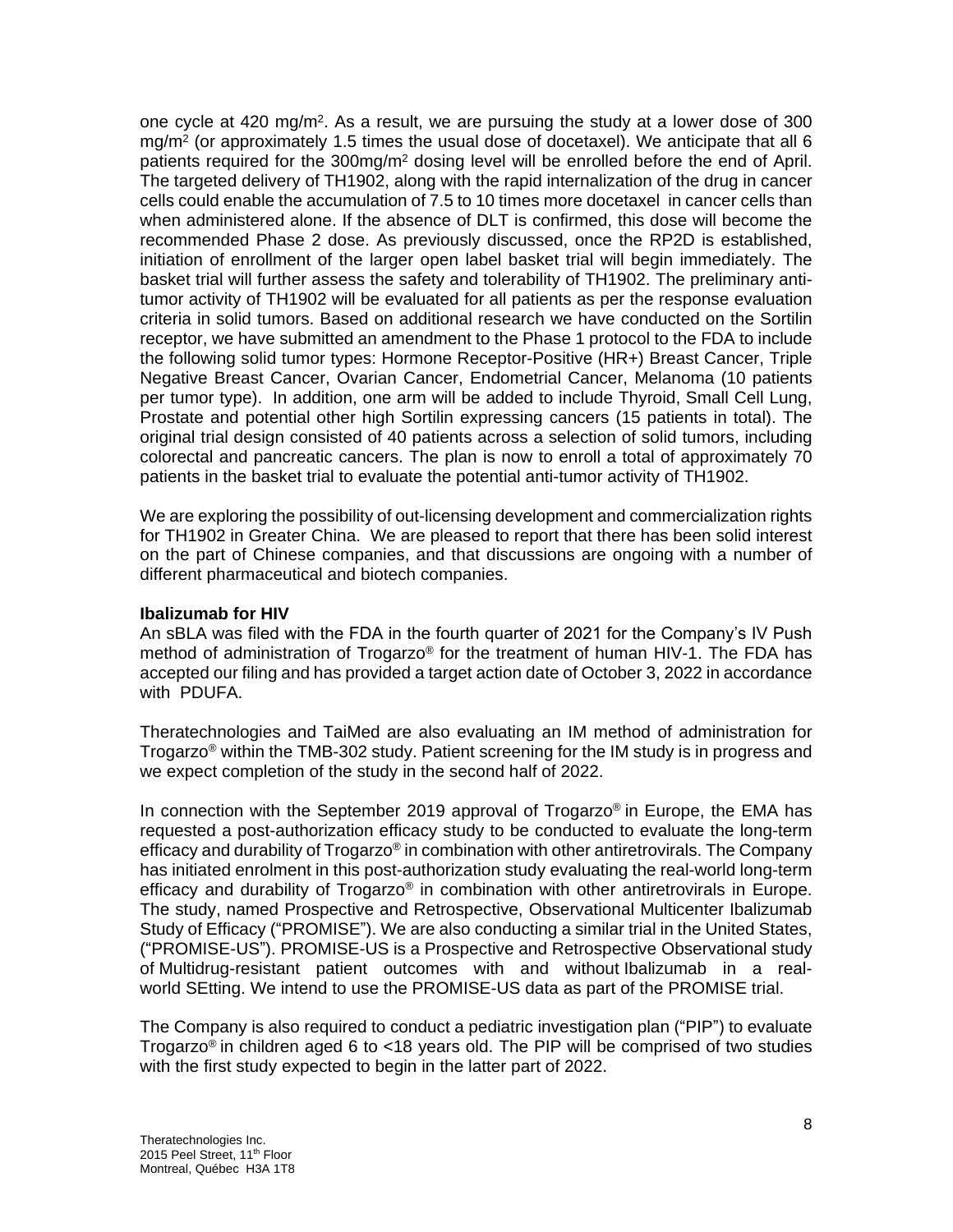one cycle at 420 mg/m$^2$. As a result, we are pursuing the study at a lower dose of 300 mg/m$^2$ (or approximately 1.5 times the usual dose of docetaxel). We anticipate that all 6 patients required for the 300mg/m$^2$ dosing level will be enrolled before the end of April. The targeted delivery of TH1902, along with the rapid internalization of the drug in cancer cells could enable the accumulation of 7.5 to 10 times more docetaxel in cancer cells than when administered alone. If the absence of DLT is confirmed, this dose will become the recommended Phase 2 dose. As previously discussed, once the RP2D is established, initiation of enrollment of the larger open label basket trial will begin immediately. The basket trial will further assess the safety and tolerability of TH1902. The preliminary anti-tumor activity of TH1902 will be evaluated for all patients as per the response evaluation criteria in solid tumors. Based on additional research we have conducted on the Sortilin receptor, we have submitted an amendment to the Phase 1 protocol to the FDA to include the following solid tumor types: Hormone Receptor-Positive (HR+) Breast Cancer, Triple Negative Breast Cancer, Ovarian Cancer, Endometrial Cancer, Melanoma (10 patients per tumor type). In addition, one arm will be added to include Thyroid, Small Cell Lung, Prostate and potential other high Sortilin expressing cancers (15 patients in total). The original trial design consisted of 40 patients across a selection of solid tumors, including colorectal and pancreatic cancers. The plan is now to enroll a total of approximately 70 patients in the basket trial to evaluate the potential anti-tumor activity of TH1902.

We are exploring the possibility of out-licensing development and commercialization rights for TH1902 in Greater China. We are pleased to report that there has been solid interest on the part of Chinese companies, and that discussions are ongoing with a number of different pharmaceutical and biotech companies.

**Ibalizumab for HIV**

An sBLA was filed with the FDA in the fourth quarter of 2021 for the Company's IV Push method of administration of Trogarzo® for the treatment of human HIV-1. The FDA has accepted our filing and has provided a target action date of October 3, 2022 in accordance with PDUFA.

Theratechnologies and TaiMed are also evaluating an IM method of administration for Trogarzo® within the TMB-302 study. Patient screening for the IM study is in progress and we expect completion of the study in the second half of 2022.

In connection with the September 2019 approval of Trogarzo® in Europe, the EMA has requested a post-authorization efficacy study to be conducted to evaluate the long-term efficacy and durability of Trogarzo® in combination with other antiretrovirals. The Company has initiated enrolment in this post-authorization study evaluating the real-world long-term efficacy and durability of Trogarzo® in combination with other antiretrovirals in Europe. The study, named Prospective and Retrospective, Observational Multicenter Ibalizumab Study of Efficacy ("PROMISE"). We are also conducting a similar trial in the United States, ("PROMISE-US"). PROMISE-US is a Prospective and Retrospective Observational study of Multidrug-resistant patient outcomes with and without Ibalizumab in a real-world SEtting. We intend to use the PROMISE-US data as part of the PROMISE trial.

The Company is also required to conduct a pediatric investigation plan ("PIP") to evaluate Trogarzo® in children aged 6 to <18 years old. The PIP will be comprised of two studies with the first study expected to begin in the latter part of 2022.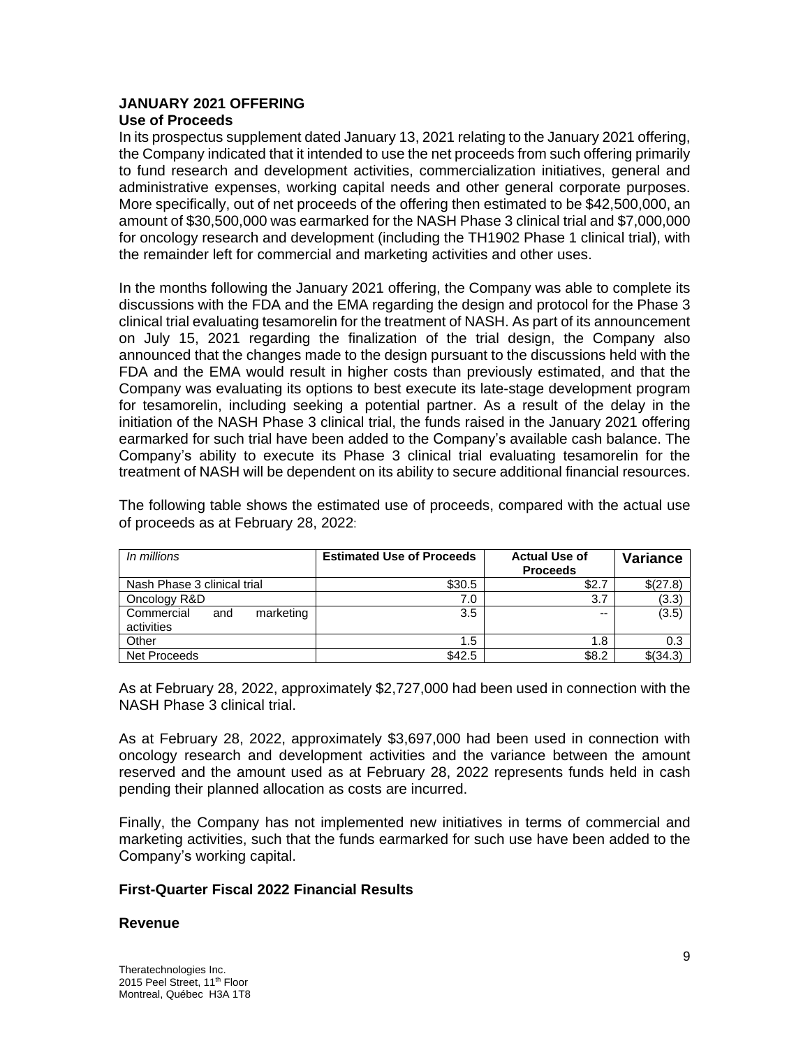**JANUARY 2021 OFFERING**

**Use of Proceeds**

In its prospectus supplement dated January 13, 2021 relating to the January 2021 offering, the Company indicated that it intended to use the net proceeds from such offering primarily to fund research and development activities, commercialization initiatives, general and administrative expenses, working capital needs and other general corporate purposes. More specifically, out of net proceeds of the offering then estimated to be $42,500,000, an amount of $30,500,000 was earmarked for the NASH Phase 3 clinical trial and $7,000,000 for oncology research and development (including the TH1902 Phase 1 clinical trial), with the remainder left for commercial and marketing activities and other uses.

In the months following the January 2021 offering, the Company was able to complete its discussions with the FDA and the EMA regarding the design and protocol for the Phase 3 clinical trial evaluating tesamorelin for the treatment of NASH. As part of its announcement on July 15, 2021 regarding the finalization of the trial design, the Company also announced that the changes made to the design pursuant to the discussions held with the FDA and the EMA would result in higher costs than previously estimated, and that the Company was evaluating its options to best execute its late-stage development program for tesamorelin, including seeking a potential partner. As a result of the delay in the initiation of the NASH Phase 3 clinical trial, the funds raised in the January 2021 offering earmarked for such trial have been added to the Company's available cash balance. The Company's ability to execute its Phase 3 clinical trial evaluating tesamorelin for the treatment of NASH will be dependent on its ability to secure additional financial resources.

The following table shows the estimated use of proceeds, compared with the actual use of proceeds as at February 28, 2022:

| *In millions* | **Estimated Use of Proceeds** | **Actual Use of Proceeds** | **Variance** |
|---|---|---|---|
| Nash Phase 3 clinical trial | $30.5 | $2.7 | $(27.8) |
| Oncology R&D | 7.0 | 3.7 | (3.3) |
| Commercial and marketing activities | 3.5 | -- | (3.5) |
| Other | 1.5 | 1.8 | 0.3 |
| Net Proceeds | $42.5 | $8.2 | $(34.3) |

As at February 28, 2022, approximately $2,727,000 had been used in connection with the NASH Phase 3 clinical trial.

As at February 28, 2022, approximately $3,697,000 had been used in connection with oncology research and development activities and the variance between the amount reserved and the amount used as at February 28, 2022 represents funds held in cash pending their planned allocation as costs are incurred.

Finally, the Company has not implemented new initiatives in terms of commercial and marketing activities, such that the funds earmarked for such use have been added to the Company's working capital.

**First-Quarter Fiscal 2022 Financial Results**

**Revenue**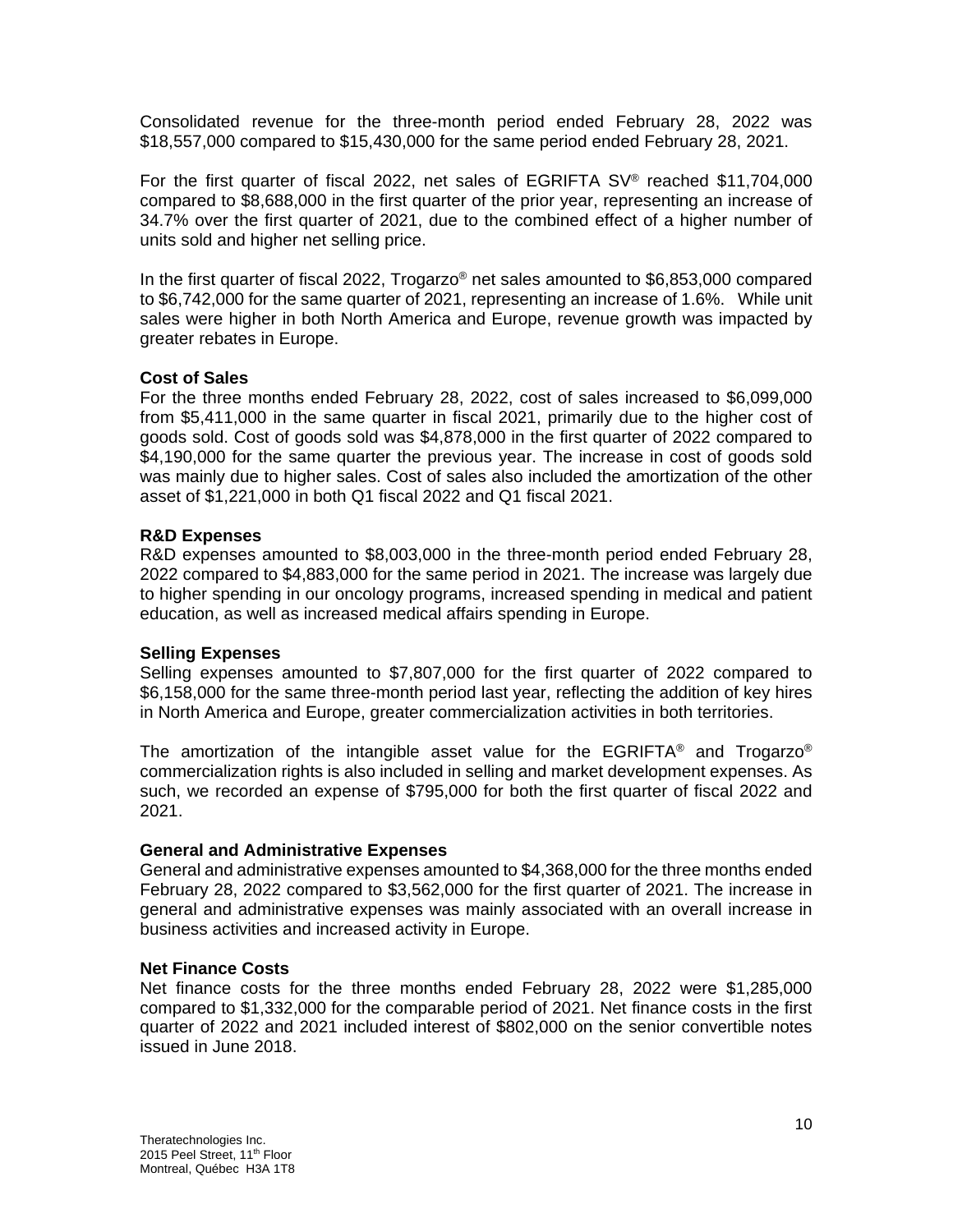Consolidated revenue for the three-month period ended February 28, 2022 was $18,557,000 compared to $15,430,000 for the same period ended February 28, 2021.

For the first quarter of fiscal 2022, net sales of EGRIFTA SV® reached $11,704,000 compared to $8,688,000 in the first quarter of the prior year, representing an increase of 34.7% over the first quarter of 2021, due to the combined effect of a higher number of units sold and higher net selling price.

In the first quarter of fiscal 2022, Trogarzo® net sales amounted to $6,853,000 compared to $6,742,000 for the same quarter of 2021, representing an increase of 1.6%. While unit sales were higher in both North America and Europe, revenue growth was impacted by greater rebates in Europe.

**Cost of Sales**

For the three months ended February 28, 2022, cost of sales increased to $6,099,000 from $5,411,000 in the same quarter in fiscal 2021, primarily due to the higher cost of goods sold. Cost of goods sold was $4,878,000 in the first quarter of 2022 compared to $4,190,000 for the same quarter the previous year. The increase in cost of goods sold was mainly due to higher sales. Cost of sales also included the amortization of the other asset of $1,221,000 in both Q1 fiscal 2022 and Q1 fiscal 2021.

**R&D Expenses**

R&D expenses amounted to $8,003,000 in the three-month period ended February 28, 2022 compared to $4,883,000 for the same period in 2021. The increase was largely due to higher spending in our oncology programs, increased spending in medical and patient education, as well as increased medical affairs spending in Europe.

**Selling Expenses**

Selling expenses amounted to $7,807,000 for the first quarter of 2022 compared to $6,158,000 for the same three-month period last year, reflecting the addition of key hires in North America and Europe, greater commercialization activities in both territories.

The amortization of the intangible asset value for the EGRIFTA® and Trogarzo® commercialization rights is also included in selling and market development expenses. As such, we recorded an expense of $795,000 for both the first quarter of fiscal 2022 and 2021.

**General and Administrative Expenses**

General and administrative expenses amounted to $4,368,000 for the three months ended February 28, 2022 compared to $3,562,000 for the first quarter of 2021. The increase in general and administrative expenses was mainly associated with an overall increase in business activities and increased activity in Europe.

**Net Finance Costs**

Net finance costs for the three months ended February 28, 2022 were $1,285,000 compared to $1,332,000 for the comparable period of 2021. Net finance costs in the first quarter of 2022 and 2021 included interest of $802,000 on the senior convertible notes issued in June 2018.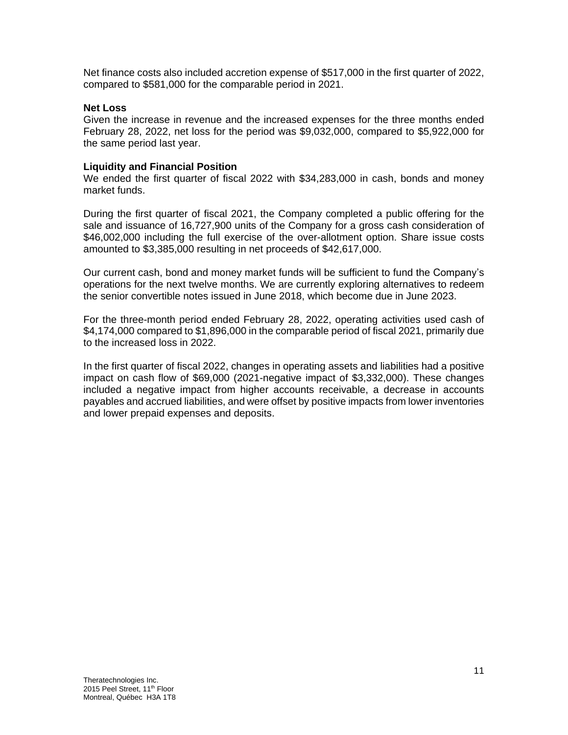Net finance costs also included accretion expense of $517,000 in the first quarter of 2022, compared to $581,000 for the comparable period in 2021.

**Net Loss**

Given the increase in revenue and the increased expenses for the three months ended February 28, 2022, net loss for the period was $9,032,000, compared to $5,922,000 for the same period last year.

**Liquidity and Financial Position**

We ended the first quarter of fiscal 2022 with $34,283,000 in cash, bonds and money market funds.

During the first quarter of fiscal 2021, the Company completed a public offering for the sale and issuance of 16,727,900 units of the Company for a gross cash consideration of $46,002,000 including the full exercise of the over-allotment option. Share issue costs amounted to $3,385,000 resulting in net proceeds of $42,617,000.

Our current cash, bond and money market funds will be sufficient to fund the Company's operations for the next twelve months. We are currently exploring alternatives to redeem the senior convertible notes issued in June 2018, which become due in June 2023.

For the three-month period ended February 28, 2022, operating activities used cash of $4,174,000 compared to $1,896,000 in the comparable period of fiscal 2021, primarily due to the increased loss in 2022.

In the first quarter of fiscal 2022, changes in operating assets and liabilities had a positive impact on cash flow of $69,000 (2021-negative impact of $3,332,000). These changes included a negative impact from higher accounts receivable, a decrease in accounts payables and accrued liabilities, and were offset by positive impacts from lower inventories and lower prepaid expenses and deposits.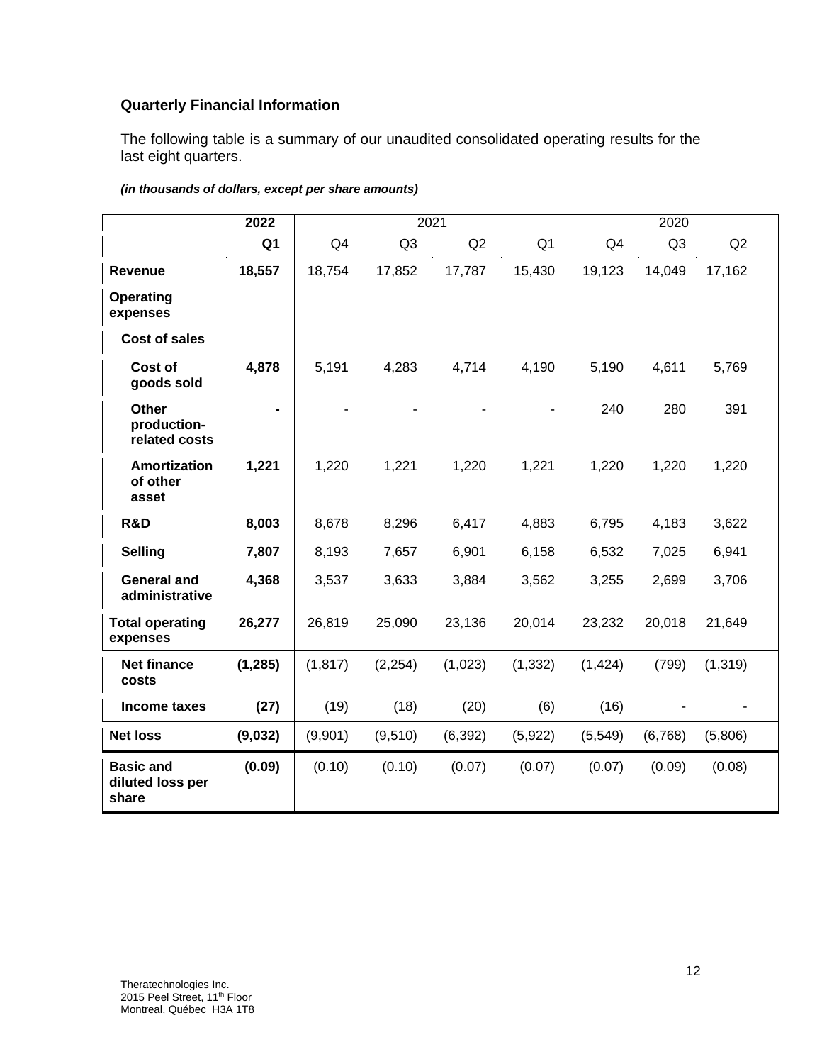### Quarterly Financial Information

The following table is a summary of our unaudited consolidated operating results for the last eight quarters.

***(in thousands of dollars, except per share amounts)***

| | **2022** | 2021 | | | | 2020 | | |
|---|---|---|---|---|---|---|---|---|
| | **Q1** | Q4 | Q3 | Q2 | Q1 | Q4 | Q3 | Q2 |
| **Revenue** | **18,557** | 18,754 | 17,852 | 17,787 | 15,430 | 19,123 | 14,049 | 17,162 |
| **Operating expenses** | | | | | | | | |
| **Cost of sales** | | | | | | | | |
| **Cost of goods sold** | **4,878** | 5,191 | 4,283 | 4,714 | 4,190 | 5,190 | 4,611 | 5,769 |
| **Other production-related costs** | **-** | - | - | - | - | 240 | 280 | 391 |
| **Amortization of other asset** | **1,221** | 1,220 | 1,221 | 1,220 | 1,221 | 1,220 | 1,220 | 1,220 |
| **R&D** | **8,003** | 8,678 | 8,296 | 6,417 | 4,883 | 6,795 | 4,183 | 3,622 |
| **Selling** | **7,807** | 8,193 | 7,657 | 6,901 | 6,158 | 6,532 | 7,025 | 6,941 |
| **General and administrative** | **4,368** | 3,537 | 3,633 | 3,884 | 3,562 | 3,255 | 2,699 | 3,706 |
| **Total operating expenses** | **26,277** | 26,819 | 25,090 | 23,136 | 20,014 | 23,232 | 20,018 | 21,649 |
| **Net finance costs** | **(1,285)** | (1,817) | (2,254) | (1,023) | (1,332) | (1,424) | (799) | (1,319) |
| **Income taxes** | **(27)** | (19) | (18) | (20) | (6) | (16) | - | - |
| **Net loss** | **(9,032)** | (9,901) | (9,510) | (6,392) | (5,922) | (5,549) | (6,768) | (5,806) |
| **Basic and diluted loss per share** | **(0.09)** | (0.10) | (0.10) | (0.07) | (0.07) | (0.07) | (0.09) | (0.08) |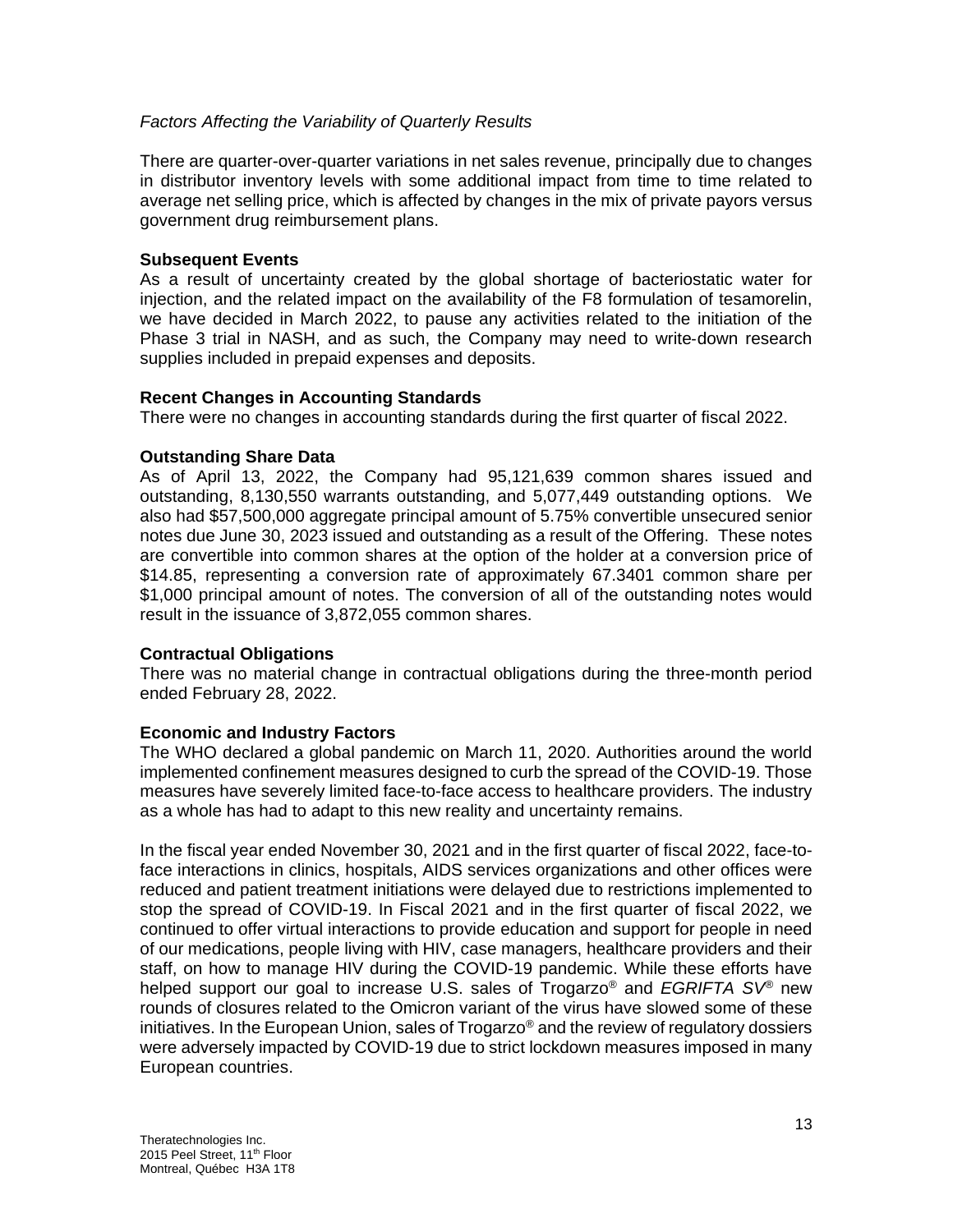*Factors Affecting the Variability of Quarterly Results*

There are quarter-over-quarter variations in net sales revenue, principally due to changes in distributor inventory levels with some additional impact from time to time related to average net selling price, which is affected by changes in the mix of private payors versus government drug reimbursement plans.

**Subsequent Events**

As a result of uncertainty created by the global shortage of bacteriostatic water for injection, and the related impact on the availability of the F8 formulation of tesamorelin, we have decided in March 2022, to pause any activities related to the initiation of the Phase 3 trial in NASH, and as such, the Company may need to write-down research supplies included in prepaid expenses and deposits.

**Recent Changes in Accounting Standards**

There were no changes in accounting standards during the first quarter of fiscal 2022.

**Outstanding Share Data**

As of April 13, 2022, the Company had 95,121,639 common shares issued and outstanding, 8,130,550 warrants outstanding, and 5,077,449 outstanding options. We also had $57,500,000 aggregate principal amount of 5.75% convertible unsecured senior notes due June 30, 2023 issued and outstanding as a result of the Offering. These notes are convertible into common shares at the option of the holder at a conversion price of $14.85, representing a conversion rate of approximately 67.3401 common share per $1,000 principal amount of notes. The conversion of all of the outstanding notes would result in the issuance of 3,872,055 common shares.

**Contractual Obligations**

There was no material change in contractual obligations during the three-month period ended February 28, 2022.

**Economic and Industry Factors**

The WHO declared a global pandemic on March 11, 2020. Authorities around the world implemented confinement measures designed to curb the spread of the COVID-19. Those measures have severely limited face-to-face access to healthcare providers. The industry as a whole has had to adapt to this new reality and uncertainty remains.

In the fiscal year ended November 30, 2021 and in the first quarter of fiscal 2022, face-to-face interactions in clinics, hospitals, AIDS services organizations and other offices were reduced and patient treatment initiations were delayed due to restrictions implemented to stop the spread of COVID-19. In Fiscal 2021 and in the first quarter of fiscal 2022, we continued to offer virtual interactions to provide education and support for people in need of our medications, people living with HIV, case managers, healthcare providers and their staff, on how to manage HIV during the COVID-19 pandemic. While these efforts have helped support our goal to increase U.S. sales of Trogarzo® and *EGRIFTA SV®* new rounds of closures related to the Omicron variant of the virus have slowed some of these initiatives. In the European Union, sales of Trogarzo® and the review of regulatory dossiers were adversely impacted by COVID-19 due to strict lockdown measures imposed in many European countries.

Theratechnologies Inc.
2015 Peel Street, 11th Floor
Montreal, Québec H3A 1T8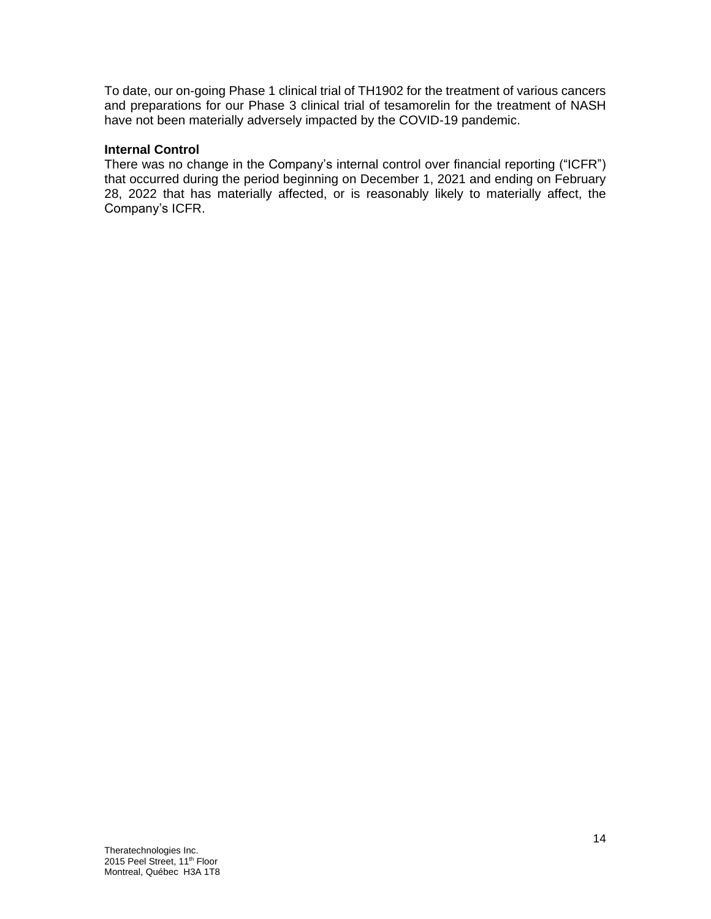To date, our on-going Phase 1 clinical trial of TH1902 for the treatment of various cancers and preparations for our Phase 3 clinical trial of tesamorelin for the treatment of NASH have not been materially adversely impacted by the COVID-19 pandemic.

**Internal Control**

There was no change in the Company's internal control over financial reporting ("ICFR") that occurred during the period beginning on December 1, 2021 and ending on February 28, 2022 that has materially affected, or is reasonably likely to materially affect, the Company's ICFR.